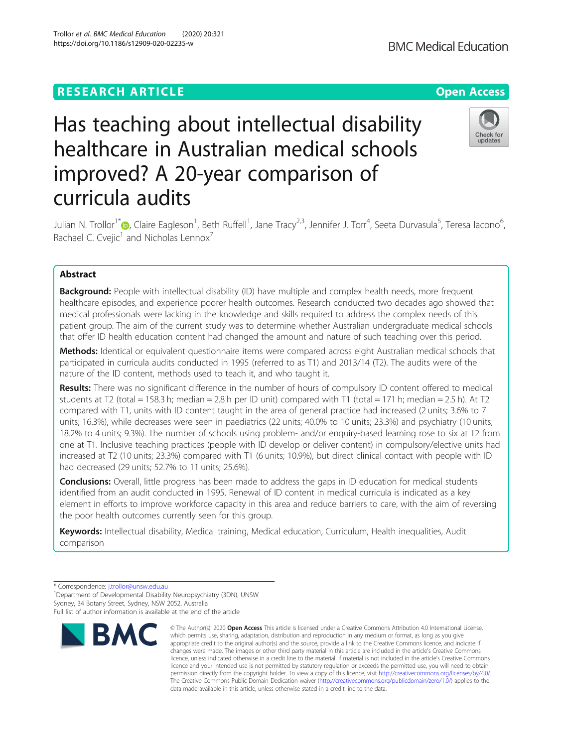RESEARCH ARTICLE

Open Access

# Has teaching about intellectual disability healthcare in Australian medical schools improved? A 20-year comparison of curricula audits

Julian N. Trollor[1*], Claire Eagleson[1], Beth Ruffell[1], Jane Tracy[2,3], Jennifer J. Torr[4], Seeta Durvasula[5], Teresa Iacono[6], Rachael C. Cvejic[1] and Nicholas Lennox[7]

## Abstract

**Background:** People with intellectual disability (ID) have multiple and complex health needs, more frequent healthcare episodes, and experience poorer health outcomes. Research conducted two decades ago showed that medical professionals were lacking in the knowledge and skills required to address the complex needs of this patient group. The aim of the current study was to determine whether Australian undergraduate medical schools that offer ID health education content had changed the amount and nature of such teaching over this period.

**Methods:** Identical or equivalent questionnaire items were compared across eight Australian medical schools that participated in curricula audits conducted in 1995 (referred to as T1) and 2013/14 (T2). The audits were of the nature of the ID content, methods used to teach it, and who taught it.

**Results:** There was no significant difference in the number of hours of compulsory ID content offered to medical students at T2 (total = 158.3 h; median = 2.8 h per ID unit) compared with T1 (total = 171 h; median = 2.5 h). At T2 compared with T1, units with ID content taught in the area of general practice had increased (2 units; 3.6% to 7 units; 16.3%), while decreases were seen in paediatrics (22 units; 40.0% to 10 units; 23.3%) and psychiatry (10 units; 18.2% to 4 units; 9.3%). The number of schools using problem- and/or enquiry-based learning rose to six at T2 from one at T1. Inclusive teaching practices (people with ID develop or deliver content) in compulsory/elective units had increased at T2 (10 units; 23.3%) compared with T1 (6 units; 10.9%), but direct clinical contact with people with ID had decreased (29 units; 52.7% to 11 units; 25.6%).

**Conclusions:** Overall, little progress has been made to address the gaps in ID education for medical students identified from an audit conducted in 1995. Renewal of ID content in medical curricula is indicated as a key element in efforts to improve workforce capacity in this area and reduce barriers to care, with the aim of reversing the poor health outcomes currently seen for this group.

**Keywords:** Intellectual disability, Medical training, Medical education, Curriculum, Health inequalities, Audit comparison

\* Correspondence: j.trollor@unsw.edu.au
[1]Department of Developmental Disability Neuropsychiatry (3DN), UNSW Sydney, 34 Botany Street, Sydney, NSW 2052, Australia
Full list of author information is available at the end of the article

© The Author(s). 2020 **Open Access** This article is licensed under a Creative Commons Attribution 4.0 International License, which permits use, sharing, adaptation, distribution and reproduction in any medium or format, as long as you give appropriate credit to the original author(s) and the source, provide a link to the Creative Commons licence, and indicate if changes were made. The images or other third party material in this article are included in the article's Creative Commons licence, unless indicated otherwise in a credit line to the material. If material is not included in the article's Creative Commons licence and your intended use is not permitted by statutory regulation or exceeds the permitted use, you will need to obtain permission directly from the copyright holder. To view a copy of this licence, visit http://creativecommons.org/licenses/by/4.0/. The Creative Commons Public Domain Dedication waiver (http://creativecommons.org/publicdomain/zero/1.0/) applies to the data made available in this article, unless otherwise stated in a credit line to the data.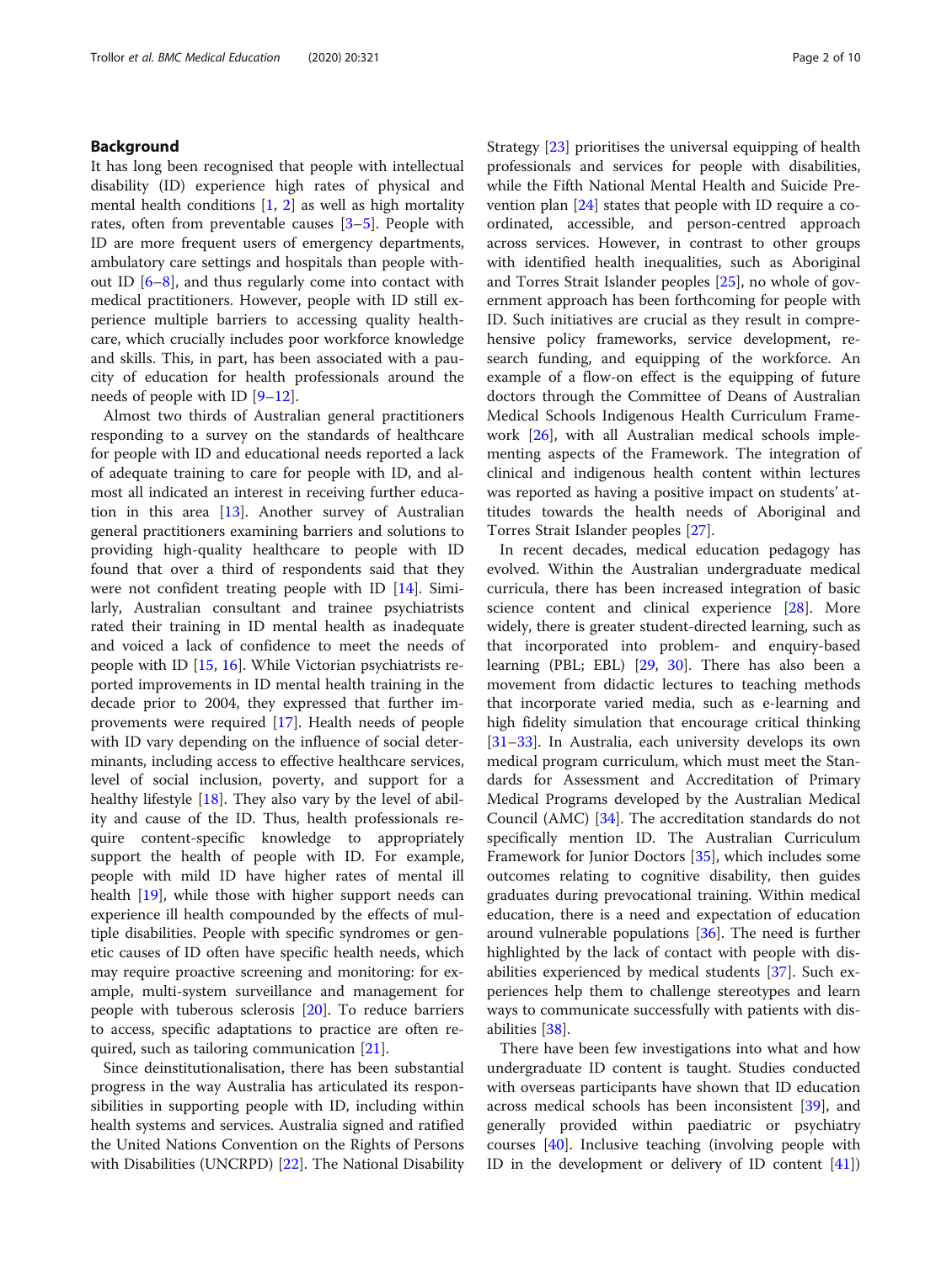## Background

It has long been recognised that people with intellectual disability (ID) experience high rates of physical and mental health conditions [1, 2] as well as high mortality rates, often from preventable causes [3–5]. People with ID are more frequent users of emergency departments, ambulatory care settings and hospitals than people without ID [6–8], and thus regularly come into contact with medical practitioners. However, people with ID still experience multiple barriers to accessing quality healthcare, which crucially includes poor workforce knowledge and skills. This, in part, has been associated with a paucity of education for health professionals around the needs of people with ID [9–12].

Almost two thirds of Australian general practitioners responding to a survey on the standards of healthcare for people with ID and educational needs reported a lack of adequate training to care for people with ID, and almost all indicated an interest in receiving further education in this area [13]. Another survey of Australian general practitioners examining barriers and solutions to providing high-quality healthcare to people with ID found that over a third of respondents said that they were not confident treating people with ID [14]. Similarly, Australian consultant and trainee psychiatrists rated their training in ID mental health as inadequate and voiced a lack of confidence to meet the needs of people with ID [15, 16]. While Victorian psychiatrists reported improvements in ID mental health training in the decade prior to 2004, they expressed that further improvements were required [17]. Health needs of people with ID vary depending on the influence of social determinants, including access to effective healthcare services, level of social inclusion, poverty, and support for a healthy lifestyle [18]. They also vary by the level of ability and cause of the ID. Thus, health professionals require content-specific knowledge to appropriately support the health of people with ID. For example, people with mild ID have higher rates of mental ill health [19], while those with higher support needs can experience ill health compounded by the effects of multiple disabilities. People with specific syndromes or genetic causes of ID often have specific health needs, which may require proactive screening and monitoring: for example, multi-system surveillance and management for people with tuberous sclerosis [20]. To reduce barriers to access, specific adaptations to practice are often required, such as tailoring communication [21].

Since deinstitutionalisation, there has been substantial progress in the way Australia has articulated its responsibilities in supporting people with ID, including within health systems and services. Australia signed and ratified the United Nations Convention on the Rights of Persons with Disabilities (UNCRPD) [22]. The National Disability Strategy [23] prioritises the universal equipping of health professionals and services for people with disabilities, while the Fifth National Mental Health and Suicide Prevention plan [24] states that people with ID require a coordinated, accessible, and person-centred approach across services. However, in contrast to other groups with identified health inequalities, such as Aboriginal and Torres Strait Islander peoples [25], no whole of government approach has been forthcoming for people with ID. Such initiatives are crucial as they result in comprehensive policy frameworks, service development, research funding, and equipping of the workforce. An example of a flow-on effect is the equipping of future doctors through the Committee of Deans of Australian Medical Schools Indigenous Health Curriculum Framework [26], with all Australian medical schools implementing aspects of the Framework. The integration of clinical and indigenous health content within lectures was reported as having a positive impact on students' attitudes towards the health needs of Aboriginal and Torres Strait Islander peoples [27].

In recent decades, medical education pedagogy has evolved. Within the Australian undergraduate medical curricula, there has been increased integration of basic science content and clinical experience [28]. More widely, there is greater student-directed learning, such as that incorporated into problem- and enquiry-based learning (PBL; EBL) [29, 30]. There has also been a movement from didactic lectures to teaching methods that incorporate varied media, such as e-learning and high fidelity simulation that encourage critical thinking [31–33]. In Australia, each university develops its own medical program curriculum, which must meet the Standards for Assessment and Accreditation of Primary Medical Programs developed by the Australian Medical Council (AMC) [34]. The accreditation standards do not specifically mention ID. The Australian Curriculum Framework for Junior Doctors [35], which includes some outcomes relating to cognitive disability, then guides graduates during prevocational training. Within medical education, there is a need and expectation of education around vulnerable populations [36]. The need is further highlighted by the lack of contact with people with disabilities experienced by medical students [37]. Such experiences help them to challenge stereotypes and learn ways to communicate successfully with patients with disabilities [38].

There have been few investigations into what and how undergraduate ID content is taught. Studies conducted with overseas participants have shown that ID education across medical schools has been inconsistent [39], and generally provided within paediatric or psychiatry courses [40]. Inclusive teaching (involving people with ID in the development or delivery of ID content [41])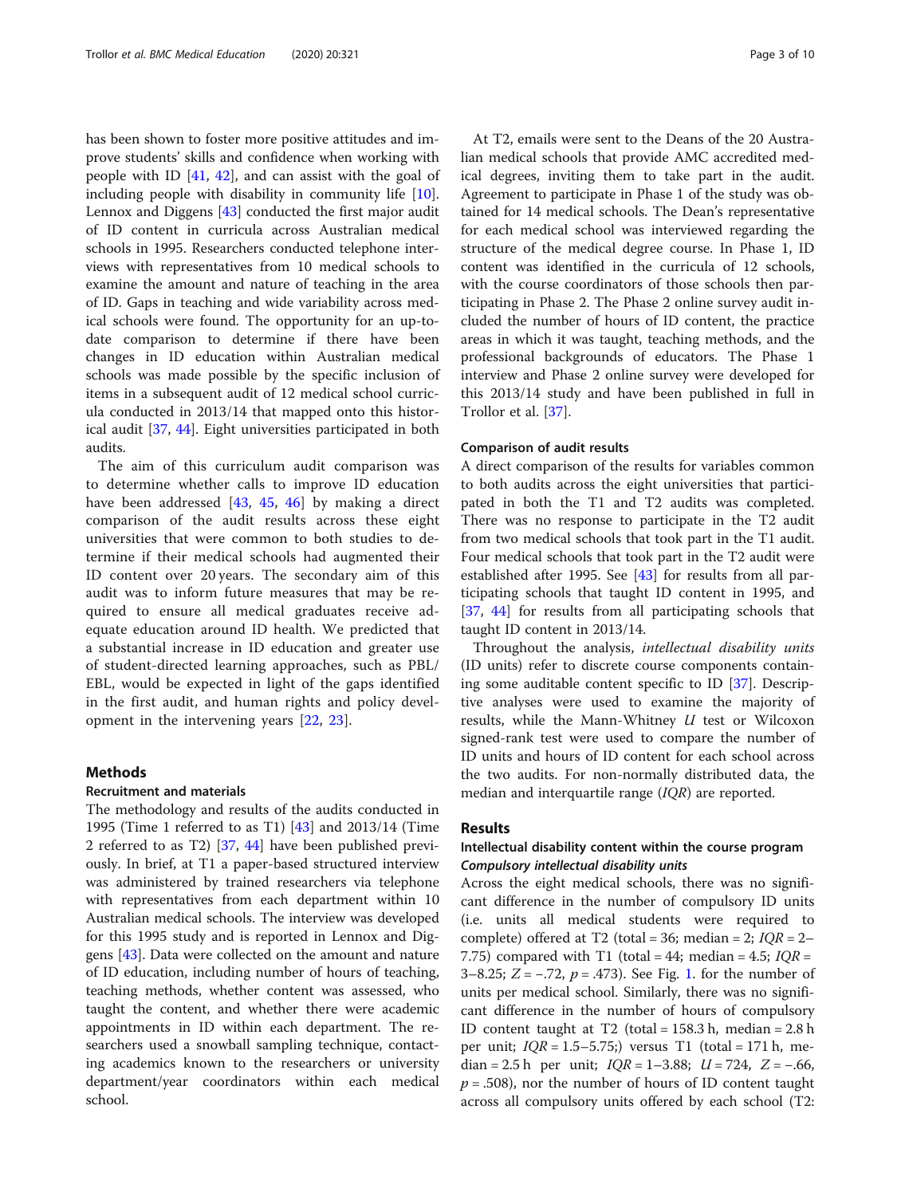has been shown to foster more positive attitudes and improve students' skills and confidence when working with people with ID [41, 42], and can assist with the goal of including people with disability in community life [10]. Lennox and Diggens [43] conducted the first major audit of ID content in curricula across Australian medical schools in 1995. Researchers conducted telephone interviews with representatives from 10 medical schools to examine the amount and nature of teaching in the area of ID. Gaps in teaching and wide variability across medical schools were found. The opportunity for an up-to-date comparison to determine if there have been changes in ID education within Australian medical schools was made possible by the specific inclusion of items in a subsequent audit of 12 medical school curricula conducted in 2013/14 that mapped onto this historical audit [37, 44]. Eight universities participated in both audits.

The aim of this curriculum audit comparison was to determine whether calls to improve ID education have been addressed [43, 45, 46] by making a direct comparison of the audit results across these eight universities that were common to both studies to determine if their medical schools had augmented their ID content over 20 years. The secondary aim of this audit was to inform future measures that may be required to ensure all medical graduates receive adequate education around ID health. We predicted that a substantial increase in ID education and greater use of student-directed learning approaches, such as PBL/EBL, would be expected in light of the gaps identified in the first audit, and human rights and policy development in the intervening years [22, 23].

## Methods

### Recruitment and materials

The methodology and results of the audits conducted in 1995 (Time 1 referred to as T1) [43] and 2013/14 (Time 2 referred to as T2) [37, 44] have been published previously. In brief, at T1 a paper-based structured interview was administered by trained researchers via telephone with representatives from each department within 10 Australian medical schools. The interview was developed for this 1995 study and is reported in Lennox and Diggens [43]. Data were collected on the amount and nature of ID education, including number of hours of teaching, teaching methods, whether content was assessed, who taught the content, and whether there were academic appointments in ID within each department. The researchers used a snowball sampling technique, contacting academics known to the researchers or university department/year coordinators within each medical school.

At T2, emails were sent to the Deans of the 20 Australian medical schools that provide AMC accredited medical degrees, inviting them to take part in the audit. Agreement to participate in Phase 1 of the study was obtained for 14 medical schools. The Dean's representative for each medical school was interviewed regarding the structure of the medical degree course. In Phase 1, ID content was identified in the curricula of 12 schools, with the course coordinators of those schools then participating in Phase 2. The Phase 2 online survey audit included the number of hours of ID content, the practice areas in which it was taught, teaching methods, and the professional backgrounds of educators. The Phase 1 interview and Phase 2 online survey were developed for this 2013/14 study and have been published in full in Trollor et al. [37].

### Comparison of audit results

A direct comparison of the results for variables common to both audits across the eight universities that participated in both the T1 and T2 audits was completed. There was no response to participate in the T2 audit from two medical schools that took part in the T1 audit. Four medical schools that took part in the T2 audit were established after 1995. See [43] for results from all participating schools that taught ID content in 1995, and [37, 44] for results from all participating schools that taught ID content in 2013/14.

Throughout the analysis, *intellectual disability units* (ID units) refer to discrete course components containing some auditable content specific to ID [37]. Descriptive analyses were used to examine the majority of results, while the Mann-Whitney *U* test or Wilcoxon signed-rank test were used to compare the number of ID units and hours of ID content for each school across the two audits. For non-normally distributed data, the median and interquartile range (*IQR*) are reported.

## Results

### Intellectual disability content within the course program

#### *Compulsory intellectual disability units*

Across the eight medical schools, there was no significant difference in the number of compulsory ID units (i.e. units all medical students were required to complete) offered at T2 (total = 36; median = 2; *IQR* = 2–7.75) compared with T1 (total = 44; median = 4.5; *IQR* = 3–8.25; $Z = -.72$, $p = .473$). See Fig. 1. for the number of units per medical school. Similarly, there was no significant difference in the number of hours of compulsory ID content taught at T2 (total = 158.3 h, median = 2.8 h per unit; *IQR* = 1.5–5.75;) versus T1 (total = 171 h, median = 2.5 h per unit; *IQR* = 1–3.88; $U = 724$, $Z = -.66$, $p = .508$), nor the number of hours of ID content taught across all compulsory units offered by each school (T2: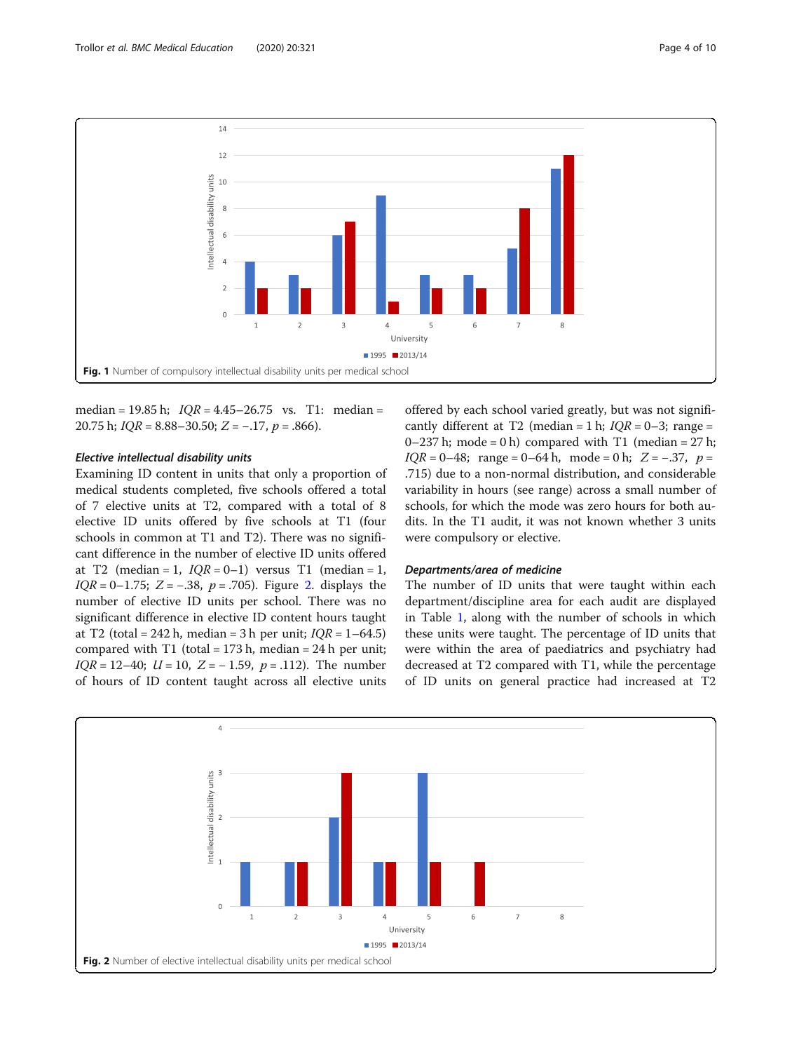Fig. 1 Number of compulsory intellectual disability units per medical school

median = 19.85 h; $IQR$ = 4.45–26.75 vs. T1: median = 20.75 h; $IQR$ = 8.88–30.50; $Z$ = −.17, $p$ = .866).

#### Elective intellectual disability units

Examining ID content in units that only a proportion of medical students completed, five schools offered a total of 7 elective units at T2, compared with a total of 8 elective ID units offered by five schools at T1 (four schools in common at T1 and T2). There was no significant difference in the number of elective ID units offered at T2 (median = 1, $IQR$ = 0–1) versus T1 (median = 1, $IQR$ = 0–1.75; $Z$ = −.38, $p$ = .705). Figure 2. displays the number of elective ID units per school. There was no significant difference in elective ID content hours taught at T2 (total = 242 h, median = 3 h per unit; $IQR$ = 1–64.5) compared with T1 (total = 173 h, median = 24 h per unit; $IQR$ = 12–40; $U$ = 10, $Z$ = − 1.59, $p$ = .112). The number of hours of ID content taught across all elective units offered by each school varied greatly, but was not significantly different at T2 (median = 1 h; $IQR$ = 0–3; range = 0–237 h; mode = 0 h) compared with T1 (median = 27 h; $IQR$ = 0–48; range = 0–64 h, mode = 0 h; $Z$ = −.37, $p$ = .715) due to a non-normal distribution, and considerable variability in hours (see range) across a small number of schools, for which the mode was zero hours for both audits. In the T1 audit, it was not known whether 3 units were compulsory or elective.

#### Departments/area of medicine

The number of ID units that were taught within each department/discipline area for each audit are displayed in Table 1, along with the number of schools in which these units were taught. The percentage of ID units that were within the area of paediatrics and psychiatry had decreased at T2 compared with T1, while the percentage of ID units on general practice had increased at T2

Fig. 2 Number of elective intellectual disability units per medical school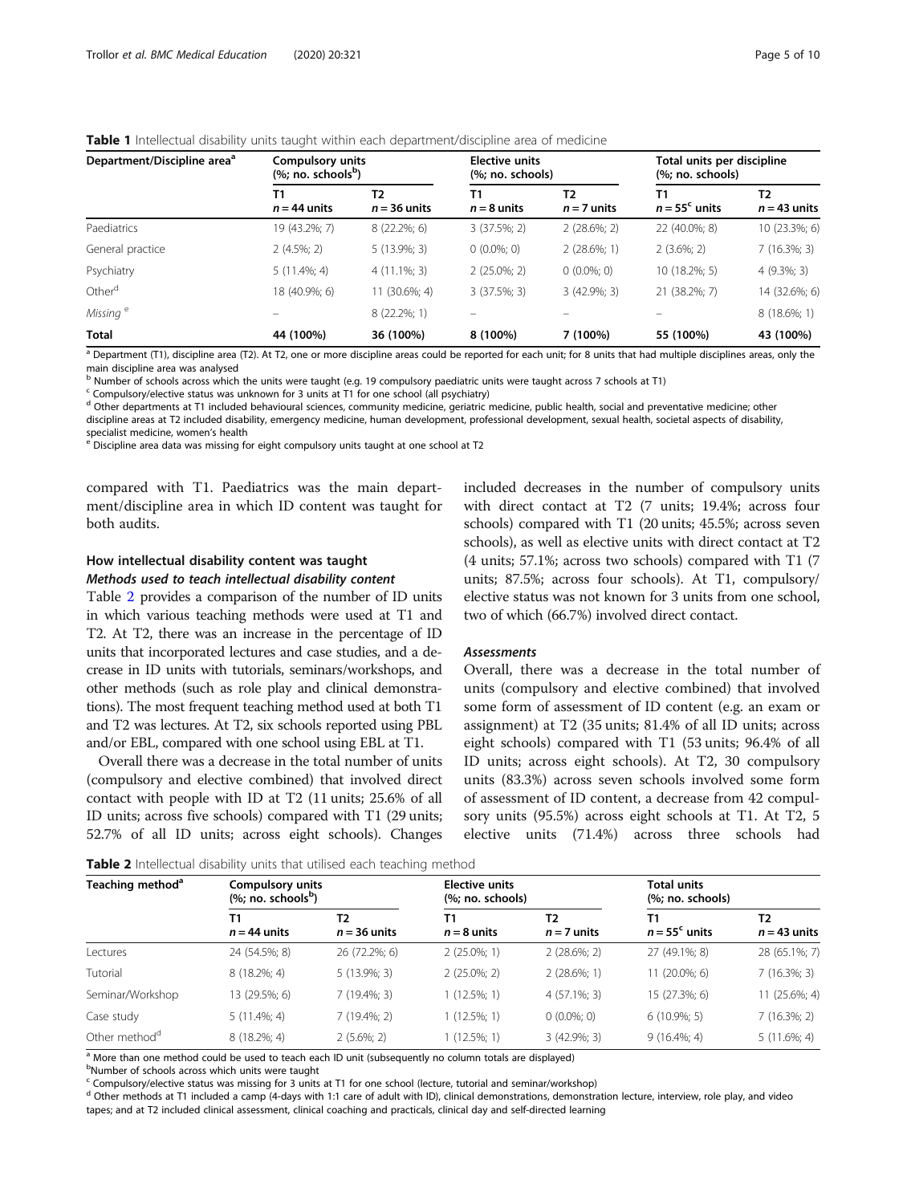**Table 1** Intellectual disability units taught within each department/discipline area of medicine

| Department/Discipline area[a] | Compulsory units (%; no. schools[b]) | | Elective units (%; no. schools) | | Total units per discipline (%; no. schools) | |
|---|---|---|---|---|---|---|
| | T1 $n = 44$ units | T2 $n = 36$ units | T1 $n = 8$ units | T2 $n = 7$ units | T1 $n = 55$[c] units | T2 $n = 43$ units |
| Paediatrics | 19 (43.2%; 7) | 8 (22.2%; 6) | 3 (37.5%; 2) | 2 (28.6%; 2) | 22 (40.0%; 8) | 10 (23.3%; 6) |
| General practice | 2 (4.5%; 2) | 5 (13.9%; 3) | 0 (0.0%; 0) | 2 (28.6%; 1) | 2 (3.6%; 2) | 7 (16.3%; 3) |
| Psychiatry | 5 (11.4%; 4) | 4 (11.1%; 3) | 2 (25.0%; 2) | 0 (0.0%; 0) | 10 (18.2%; 5) | 4 (9.3%; 3) |
| Other[d] | 18 (40.9%; 6) | 11 (30.6%; 4) | 3 (37.5%; 3) | 3 (42.9%; 3) | 21 (38.2%; 7) | 14 (32.6%; 6) |
| *Missing* [e] | – | 8 (22.2%; 1) | – | – | – | 8 (18.6%; 1) |
| **Total** | 44 (100%) | 36 (100%) | 8 (100%) | 7 (100%) | 55 (100%) | 43 (100%) |

[a] Department (T1), discipline area (T2). At T2, one or more discipline areas could be reported for each unit; for 8 units that had multiple disciplines areas, only the main discipline area was analysed

[b] Number of schools across which the units were taught (e.g. 19 compulsory paediatric units were taught across 7 schools at T1)

[c] Compulsory/elective status was unknown for 3 units at T1 for one school (all psychiatry)

[d] Other departments at T1 included behavioural sciences, community medicine, geriatric medicine, public health, social and preventative medicine; other discipline areas at T2 included disability, emergency medicine, human development, professional development, sexual health, societal aspects of disability, specialist medicine, women's health

[e] Discipline area data was missing for eight compulsory units taught at one school at T2

compared with T1. Paediatrics was the main department/discipline area in which ID content was taught for both audits.

## How intellectual disability content was taught

### *Methods used to teach intellectual disability content*

Table 2 provides a comparison of the number of ID units in which various teaching methods were used at T1 and T2. At T2, there was an increase in the percentage of ID units that incorporated lectures and case studies, and a decrease in ID units with tutorials, seminars/workshops, and other methods (such as role play and clinical demonstrations). The most frequent teaching method used at both T1 and T2 was lectures. At T2, six schools reported using PBL and/or EBL, compared with one school using EBL at T1.

Overall there was a decrease in the total number of units (compulsory and elective combined) that involved direct contact with people with ID at T2 (11 units; 25.6% of all ID units; across five schools) compared with T1 (29 units; 52.7% of all ID units; across eight schools). Changes included decreases in the number of compulsory units with direct contact at T2 (7 units; 19.4%; across four schools) compared with T1 (20 units; 45.5%; across seven schools), as well as elective units with direct contact at T2 (4 units; 57.1%; across two schools) compared with T1 (7 units; 87.5%; across four schools). At T1, compulsory/elective status was not known for 3 units from one school, two of which (66.7%) involved direct contact.

### *Assessments*

Overall, there was a decrease in the total number of units (compulsory and elective combined) that involved some form of assessment of ID content (e.g. an exam or assignment) at T2 (35 units; 81.4% of all ID units; across eight schools) compared with T1 (53 units; 96.4% of all ID units; across eight schools). At T2, 30 compulsory units (83.3%) across seven schools involved some form of assessment of ID content, a decrease from 42 compulsory units (95.5%) across eight schools at T1. At T2, 5 elective units (71.4%) across three schools had

**Table 2** Intellectual disability units that utilised each teaching method

| Teaching method[a] | Compulsory units (%; no. schools[b]) | | Elective units (%; no. schools) | | Total units (%; no. schools) | |
|---|---|---|---|---|---|---|
| | T1 $n = 44$ units | T2 $n = 36$ units | T1 $n = 8$ units | T2 $n = 7$ units | T1 $n = 55$[c] units | T2 $n = 43$ units |
| Lectures | 24 (54.5%; 8) | 26 (72.2%; 6) | 2 (25.0%; 1) | 2 (28.6%; 2) | 27 (49.1%; 8) | 28 (65.1%; 7) |
| Tutorial | 8 (18.2%; 4) | 5 (13.9%; 3) | 2 (25.0%; 2) | 2 (28.6%; 1) | 11 (20.0%; 6) | 7 (16.3%; 3) |
| Seminar/Workshop | 13 (29.5%; 6) | 7 (19.4%; 3) | 1 (12.5%; 1) | 4 (57.1%; 3) | 15 (27.3%; 6) | 11 (25.6%; 4) |
| Case study | 5 (11.4%; 4) | 7 (19.4%; 2) | 1 (12.5%; 1) | 0 (0.0%; 0) | 6 (10.9%; 5) | 7 (16.3%; 2) |
| Other method[d] | 8 (18.2%; 4) | 2 (5.6%; 2) | 1 (12.5%; 1) | 3 (42.9%; 3) | 9 (16.4%; 4) | 5 (11.6%; 4) |

[a] More than one method could be used to teach each ID unit (subsequently no column totals are displayed)

[b] Number of schools across which units were taught

[c] Compulsory/elective status was missing for 3 units at T1 for one school (lecture, tutorial and seminar/workshop)

[d] Other methods at T1 included a camp (4-days with 1:1 care of adult with ID), clinical demonstrations, demonstration lecture, interview, role play, and video tapes; and at T2 included clinical assessment, clinical coaching and practicals, clinical day and self-directed learning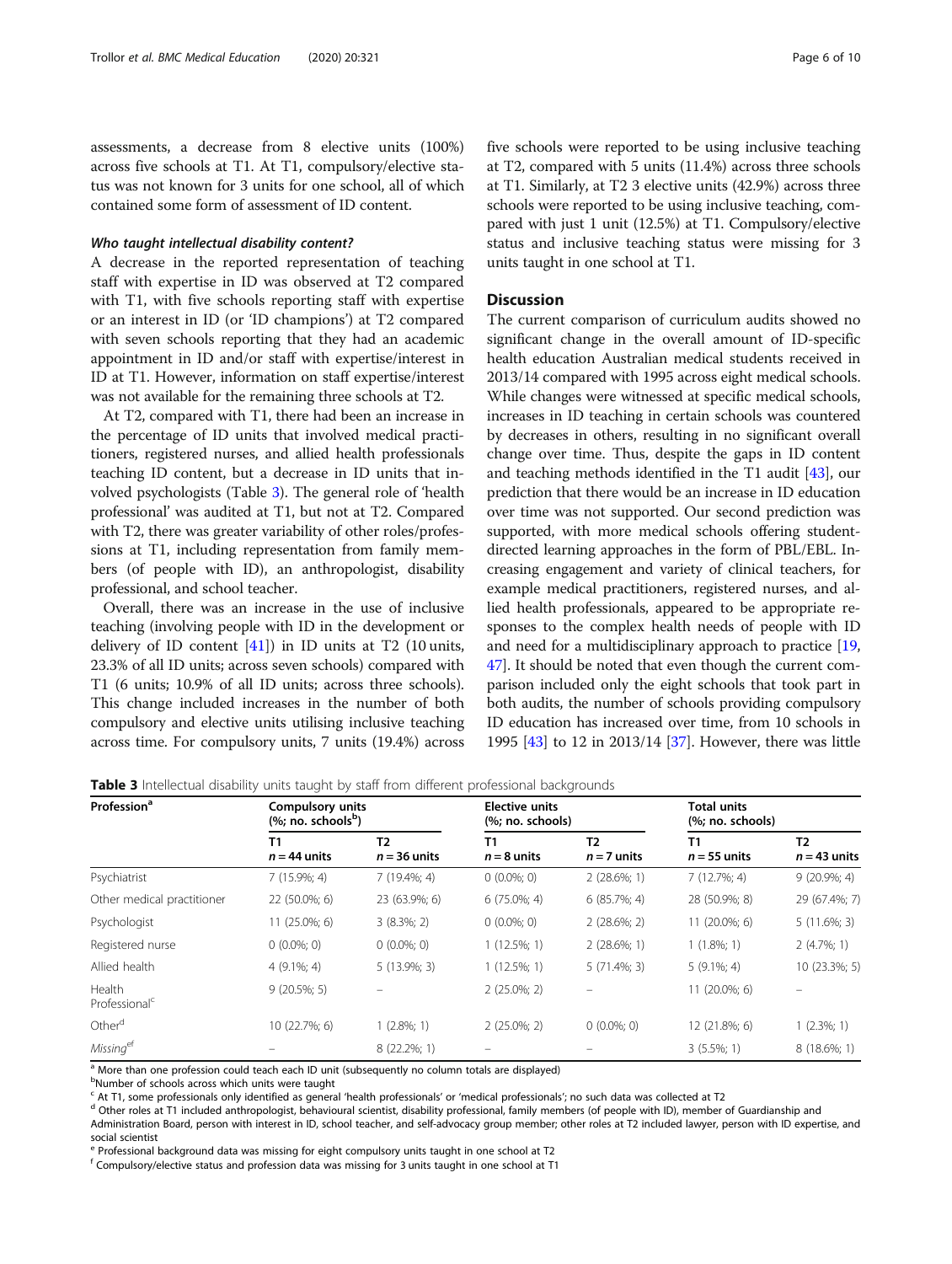assessments, a decrease from 8 elective units (100%) across five schools at T1. At T1, compulsory/elective status was not known for 3 units for one school, all of which contained some form of assessment of ID content.

#### *Who taught intellectual disability content?*

A decrease in the reported representation of teaching staff with expertise in ID was observed at T2 compared with T1, with five schools reporting staff with expertise or an interest in ID (or 'ID champions') at T2 compared with seven schools reporting that they had an academic appointment in ID and/or staff with expertise/interest in ID at T1. However, information on staff expertise/interest was not available for the remaining three schools at T2.

At T2, compared with T1, there had been an increase in the percentage of ID units that involved medical practitioners, registered nurses, and allied health professionals teaching ID content, but a decrease in ID units that involved psychologists (Table 3). The general role of 'health professional' was audited at T1, but not at T2. Compared with T2, there was greater variability of other roles/professions at T1, including representation from family members (of people with ID), an anthropologist, disability professional, and school teacher.

Overall, there was an increase in the use of inclusive teaching (involving people with ID in the development or delivery of ID content [41]) in ID units at T2 (10 units, 23.3% of all ID units; across seven schools) compared with T1 (6 units; 10.9% of all ID units; across three schools). This change included increases in the number of both compulsory and elective units utilising inclusive teaching across time. For compulsory units, 7 units (19.4%) across five schools were reported to be using inclusive teaching at T2, compared with 5 units (11.4%) across three schools at T1. Similarly, at T2 3 elective units (42.9%) across three schools were reported to be using inclusive teaching, compared with just 1 unit (12.5%) at T1. Compulsory/elective status and inclusive teaching status were missing for 3 units taught in one school at T1.

## Discussion

The current comparison of curriculum audits showed no significant change in the overall amount of ID-specific health education Australian medical students received in 2013/14 compared with 1995 across eight medical schools. While changes were witnessed at specific medical schools, increases in ID teaching in certain schools was countered by decreases in others, resulting in no significant overall change over time. Thus, despite the gaps in ID content and teaching methods identified in the T1 audit [43], our prediction that there would be an increase in ID education over time was not supported. Our second prediction was supported, with more medical schools offering student-directed learning approaches in the form of PBL/EBL. Increasing engagement and variety of clinical teachers, for example medical practitioners, registered nurses, and allied health professionals, appeared to be appropriate responses to the complex health needs of people with ID and need for a multidisciplinary approach to practice [19, 47]. It should be noted that even though the current comparison included only the eight schools that took part in both audits, the number of schools providing compulsory ID education has increased over time, from 10 schools in 1995 [43] to 12 in 2013/14 [37]. However, there was little

**Table 3** Intellectual disability units taught by staff from different professional backgrounds

| Profession[a] | Compulsory units (%; no. schools[b]) | | Elective units (%; no. schools) | | Total units (%; no. schools) | |
|---|---|---|---|---|---|---|
| | T1 $n = 44$ units | T2 $n = 36$ units | T1 $n = 8$ units | T2 $n = 7$ units | T1 $n = 55$ units | T2 $n = 43$ units |
| Psychiatrist | 7 (15.9%; 4) | 7 (19.4%; 4) | 0 (0.0%; 0) | 2 (28.6%; 1) | 7 (12.7%; 4) | 9 (20.9%; 4) |
| Other medical practitioner | 22 (50.0%; 6) | 23 (63.9%; 6) | 6 (75.0%; 4) | 6 (85.7%; 4) | 28 (50.9%; 8) | 29 (67.4%; 7) |
| Psychologist | 11 (25.0%; 6) | 3 (8.3%; 2) | 0 (0.0%; 0) | 2 (28.6%; 2) | 11 (20.0%; 6) | 5 (11.6%; 3) |
| Registered nurse | 0 (0.0%; 0) | 0 (0.0%; 0) | 1 (12.5%; 1) | 2 (28.6%; 1) | 1 (1.8%; 1) | 2 (4.7%; 1) |
| Allied health | 4 (9.1%; 4) | 5 (13.9%; 3) | 1 (12.5%; 1) | 5 (71.4%; 3) | 5 (9.1%; 4) | 10 (23.3%; 5) |
| Health Professional[c] | 9 (20.5%; 5) | – | 2 (25.0%; 2) | – | 11 (20.0%; 6) | – |
| Other[d] | 10 (22.7%; 6) | 1 (2.8%; 1) | 2 (25.0%; 2) | 0 (0.0%; 0) | 12 (21.8%; 6) | 1 (2.3%; 1) |
| *Missing*[ef] | – | 8 (22.2%; 1) | – | – | 3 (5.5%; 1) | 8 (18.6%; 1) |

[a] More than one profession could teach each ID unit (subsequently no column totals are displayed)
[b] Number of schools across which units were taught
[c] At T1, some professionals only identified as general 'health professionals' or 'medical professionals'; no such data was collected at T2
[d] Other roles at T1 included anthropologist, behavioural scientist, disability professional, family members (of people with ID), member of Guardianship and Administration Board, person with interest in ID, school teacher, and self-advocacy group member; other roles at T2 included lawyer, person with ID expertise, and social scientist
[e] Professional background data was missing for eight compulsory units taught in one school at T2
[f] Compulsory/elective status and profession data was missing for 3 units taught in one school at T1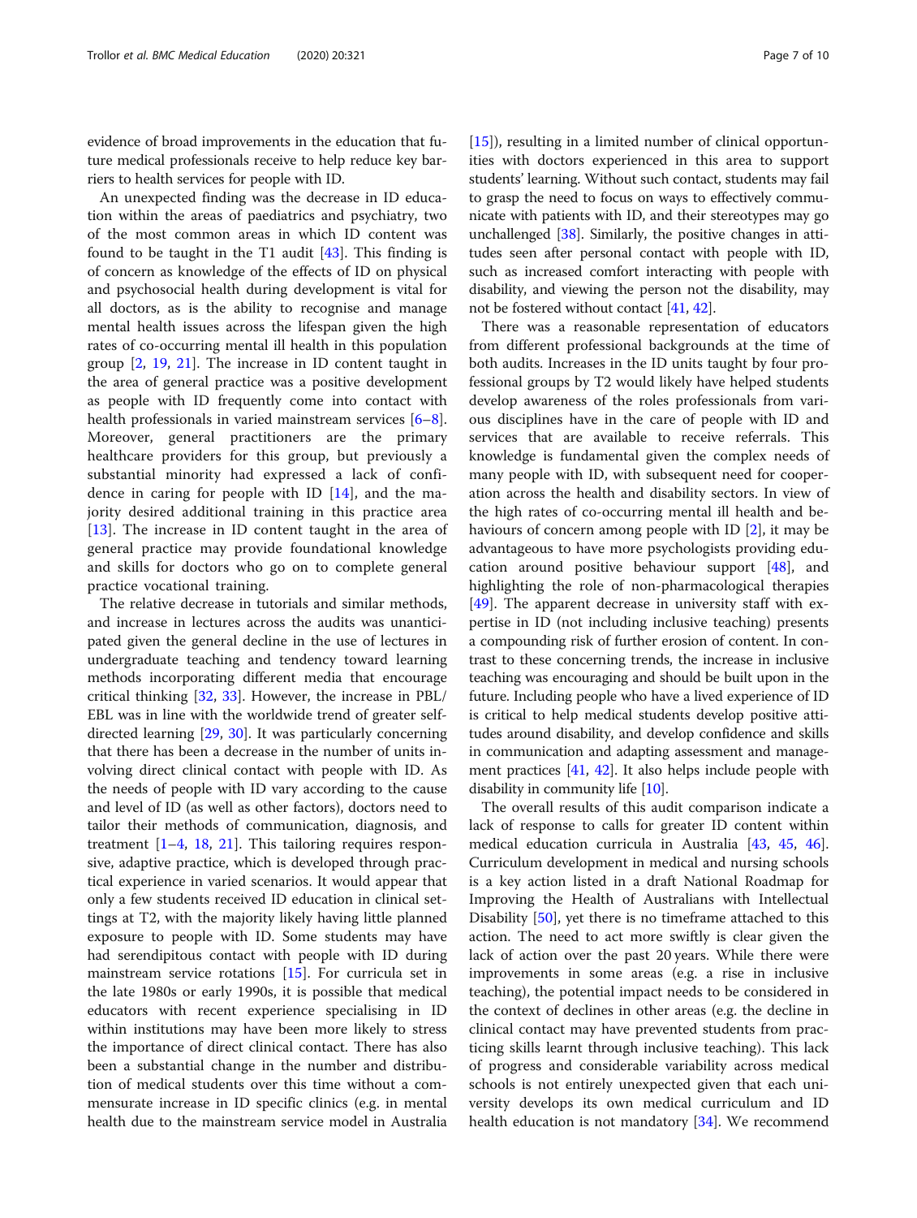evidence of broad improvements in the education that future medical professionals receive to help reduce key barriers to health services for people with ID.

An unexpected finding was the decrease in ID education within the areas of paediatrics and psychiatry, two of the most common areas in which ID content was found to be taught in the T1 audit [43]. This finding is of concern as knowledge of the effects of ID on physical and psychosocial health during development is vital for all doctors, as is the ability to recognise and manage mental health issues across the lifespan given the high rates of co-occurring mental ill health in this population group [2, 19, 21]. The increase in ID content taught in the area of general practice was a positive development as people with ID frequently come into contact with health professionals in varied mainstream services [6–8]. Moreover, general practitioners are the primary healthcare providers for this group, but previously a substantial minority had expressed a lack of confidence in caring for people with ID [14], and the majority desired additional training in this practice area [13]. The increase in ID content taught in the area of general practice may provide foundational knowledge and skills for doctors who go on to complete general practice vocational training.

The relative decrease in tutorials and similar methods, and increase in lectures across the audits was unanticipated given the general decline in the use of lectures in undergraduate teaching and tendency toward learning methods incorporating different media that encourage critical thinking [32, 33]. However, the increase in PBL/EBL was in line with the worldwide trend of greater self-directed learning [29, 30]. It was particularly concerning that there has been a decrease in the number of units involving direct clinical contact with people with ID. As the needs of people with ID vary according to the cause and level of ID (as well as other factors), doctors need to tailor their methods of communication, diagnosis, and treatment [1–4, 18, 21]. This tailoring requires responsive, adaptive practice, which is developed through practical experience in varied scenarios. It would appear that only a few students received ID education in clinical settings at T2, with the majority likely having little planned exposure to people with ID. Some students may have had serendipitous contact with people with ID during mainstream service rotations [15]. For curricula set in the late 1980s or early 1990s, it is possible that medical educators with recent experience specialising in ID within institutions may have been more likely to stress the importance of direct clinical contact. There has also been a substantial change in the number and distribution of medical students over this time without a commensurate increase in ID specific clinics (e.g. in mental health due to the mainstream service model in Australia [15]), resulting in a limited number of clinical opportunities with doctors experienced in this area to support students' learning. Without such contact, students may fail to grasp the need to focus on ways to effectively communicate with patients with ID, and their stereotypes may go unchallenged [38]. Similarly, the positive changes in attitudes seen after personal contact with people with ID, such as increased comfort interacting with people with disability, and viewing the person not the disability, may not be fostered without contact [41, 42].

There was a reasonable representation of educators from different professional backgrounds at the time of both audits. Increases in the ID units taught by four professional groups by T2 would likely have helped students develop awareness of the roles professionals from various disciplines have in the care of people with ID and services that are available to receive referrals. This knowledge is fundamental given the complex needs of many people with ID, with subsequent need for cooperation across the health and disability sectors. In view of the high rates of co-occurring mental ill health and behaviours of concern among people with ID [2], it may be advantageous to have more psychologists providing education around positive behaviour support [48], and highlighting the role of non-pharmacological therapies [49]. The apparent decrease in university staff with expertise in ID (not including inclusive teaching) presents a compounding risk of further erosion of content. In contrast to these concerning trends, the increase in inclusive teaching was encouraging and should be built upon in the future. Including people who have a lived experience of ID is critical to help medical students develop positive attitudes around disability, and develop confidence and skills in communication and adapting assessment and management practices [41, 42]. It also helps include people with disability in community life [10].

The overall results of this audit comparison indicate a lack of response to calls for greater ID content within medical education curricula in Australia [43, 45, 46]. Curriculum development in medical and nursing schools is a key action listed in a draft National Roadmap for Improving the Health of Australians with Intellectual Disability [50], yet there is no timeframe attached to this action. The need to act more swiftly is clear given the lack of action over the past 20 years. While there were improvements in some areas (e.g. a rise in inclusive teaching), the potential impact needs to be considered in the context of declines in other areas (e.g. the decline in clinical contact may have prevented students from practicing skills learnt through inclusive teaching). This lack of progress and considerable variability across medical schools is not entirely unexpected given that each university develops its own medical curriculum and ID health education is not mandatory [34]. We recommend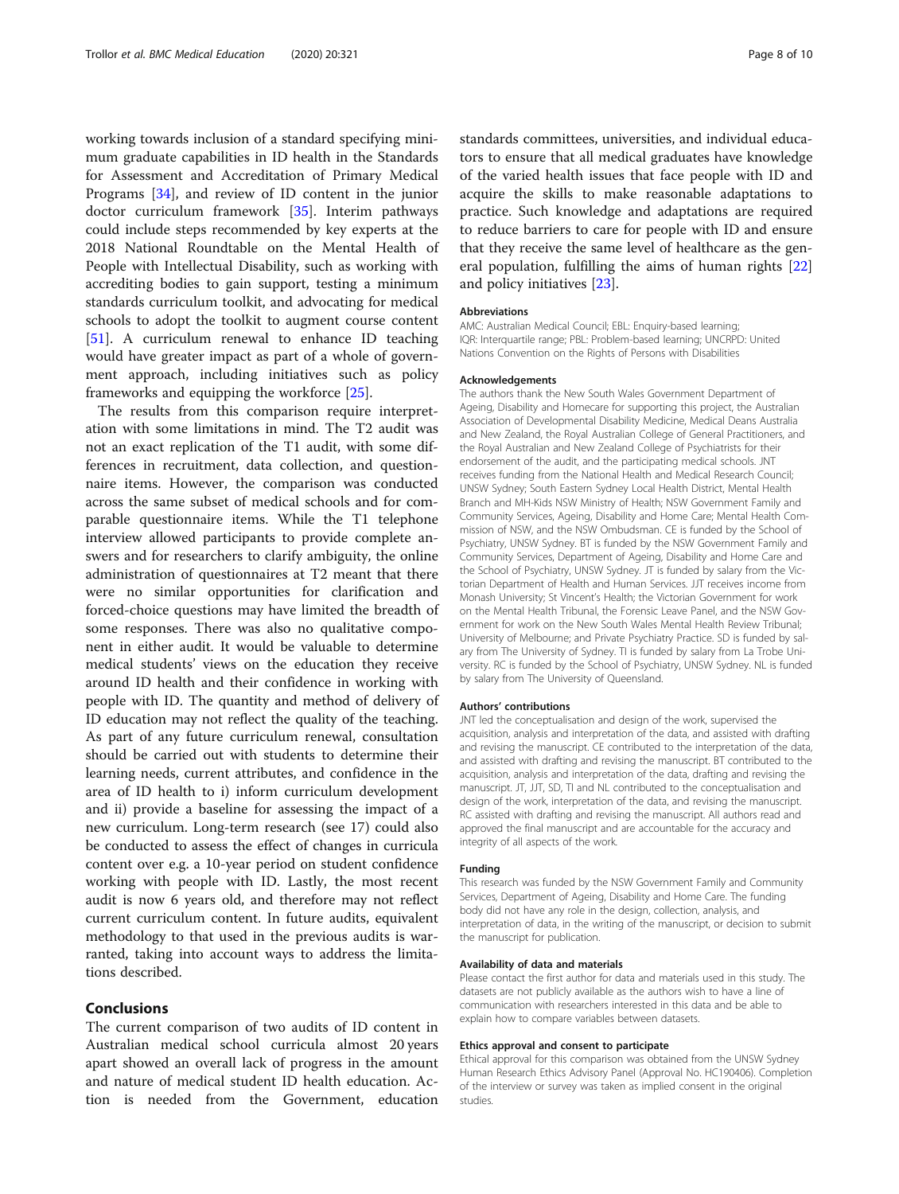working towards inclusion of a standard specifying minimum graduate capabilities in ID health in the Standards for Assessment and Accreditation of Primary Medical Programs [34], and review of ID content in the junior doctor curriculum framework [35]. Interim pathways could include steps recommended by key experts at the 2018 National Roundtable on the Mental Health of People with Intellectual Disability, such as working with accrediting bodies to gain support, testing a minimum standards curriculum toolkit, and advocating for medical schools to adopt the toolkit to augment course content [51]. A curriculum renewal to enhance ID teaching would have greater impact as part of a whole of government approach, including initiatives such as policy frameworks and equipping the workforce [25].

The results from this comparison require interpretation with some limitations in mind. The T2 audit was not an exact replication of the T1 audit, with some differences in recruitment, data collection, and questionnaire items. However, the comparison was conducted across the same subset of medical schools and for comparable questionnaire items. While the T1 telephone interview allowed participants to provide complete answers and for researchers to clarify ambiguity, the online administration of questionnaires at T2 meant that there were no similar opportunities for clarification and forced-choice questions may have limited the breadth of some responses. There was also no qualitative component in either audit. It would be valuable to determine medical students' views on the education they receive around ID health and their confidence in working with people with ID. The quantity and method of delivery of ID education may not reflect the quality of the teaching. As part of any future curriculum renewal, consultation should be carried out with students to determine their learning needs, current attributes, and confidence in the area of ID health to i) inform curriculum development and ii) provide a baseline for assessing the impact of a new curriculum. Long-term research (see 17) could also be conducted to assess the effect of changes in curricula content over e.g. a 10-year period on student confidence working with people with ID. Lastly, the most recent audit is now 6 years old, and therefore may not reflect current curriculum content. In future audits, equivalent methodology to that used in the previous audits is warranted, taking into account ways to address the limitations described.

## Conclusions

The current comparison of two audits of ID content in Australian medical school curricula almost 20 years apart showed an overall lack of progress in the amount and nature of medical student ID health education. Action is needed from the Government, education standards committees, universities, and individual educators to ensure that all medical graduates have knowledge of the varied health issues that face people with ID and acquire the skills to make reasonable adaptations to practice. Such knowledge and adaptations are required to reduce barriers to care for people with ID and ensure that they receive the same level of healthcare as the general population, fulfilling the aims of human rights [22] and policy initiatives [23].

#### Abbreviations

AMC: Australian Medical Council; EBL: Enquiry-based learning; IQR: Interquartile range; PBL: Problem-based learning; UNCRPD: United Nations Convention on the Rights of Persons with Disabilities

#### Acknowledgements

The authors thank the New South Wales Government Department of Ageing, Disability and Homecare for supporting this project, the Australian Association of Developmental Disability Medicine, Medical Deans Australia and New Zealand, the Royal Australian College of General Practitioners, and the Royal Australian and New Zealand College of Psychiatrists for their endorsement of the audit, and the participating medical schools. JNT receives funding from the National Health and Medical Research Council; UNSW Sydney; South Eastern Sydney Local Health District, Mental Health Branch and MH-Kids NSW Ministry of Health; NSW Government Family and Community Services, Ageing, Disability and Home Care; Mental Health Commission of NSW, and the NSW Ombudsman. CE is funded by the School of Psychiatry, UNSW Sydney. BT is funded by the NSW Government Family and Community Services, Department of Ageing, Disability and Home Care and the School of Psychiatry, UNSW Sydney. JT is funded by salary from the Victorian Department of Health and Human Services. JJT receives income from Monash University; St Vincent's Health; the Victorian Government for work on the Mental Health Tribunal, the Forensic Leave Panel, and the NSW Government for work on the New South Wales Mental Health Review Tribunal; University of Melbourne; and Private Psychiatry Practice. SD is funded by salary from The University of Sydney. TI is funded by salary from La Trobe University. RC is funded by the School of Psychiatry, UNSW Sydney. NL is funded by salary from The University of Queensland.

#### Authors' contributions

JNT led the conceptualisation and design of the work, supervised the acquisition, analysis and interpretation of the data, and assisted with drafting and revising the manuscript. CE contributed to the interpretation of the data, and assisted with drafting and revising the manuscript. BT contributed to the acquisition, analysis and interpretation of the data, drafting and revising the manuscript. JT, JJT, SD, TI and NL contributed to the conceptualisation and design of the work, interpretation of the data, and revising the manuscript. RC assisted with drafting and revising the manuscript. All authors read and approved the final manuscript and are accountable for the accuracy and integrity of all aspects of the work.

#### Funding

This research was funded by the NSW Government Family and Community Services, Department of Ageing, Disability and Home Care. The funding body did not have any role in the design, collection, analysis, and interpretation of data, in the writing of the manuscript, or decision to submit the manuscript for publication.

#### Availability of data and materials

Please contact the first author for data and materials used in this study. The datasets are not publicly available as the authors wish to have a line of communication with researchers interested in this data and be able to explain how to compare variables between datasets.

#### Ethics approval and consent to participate

Ethical approval for this comparison was obtained from the UNSW Sydney Human Research Ethics Advisory Panel (Approval No. HC190406). Completion of the interview or survey was taken as implied consent in the original studies.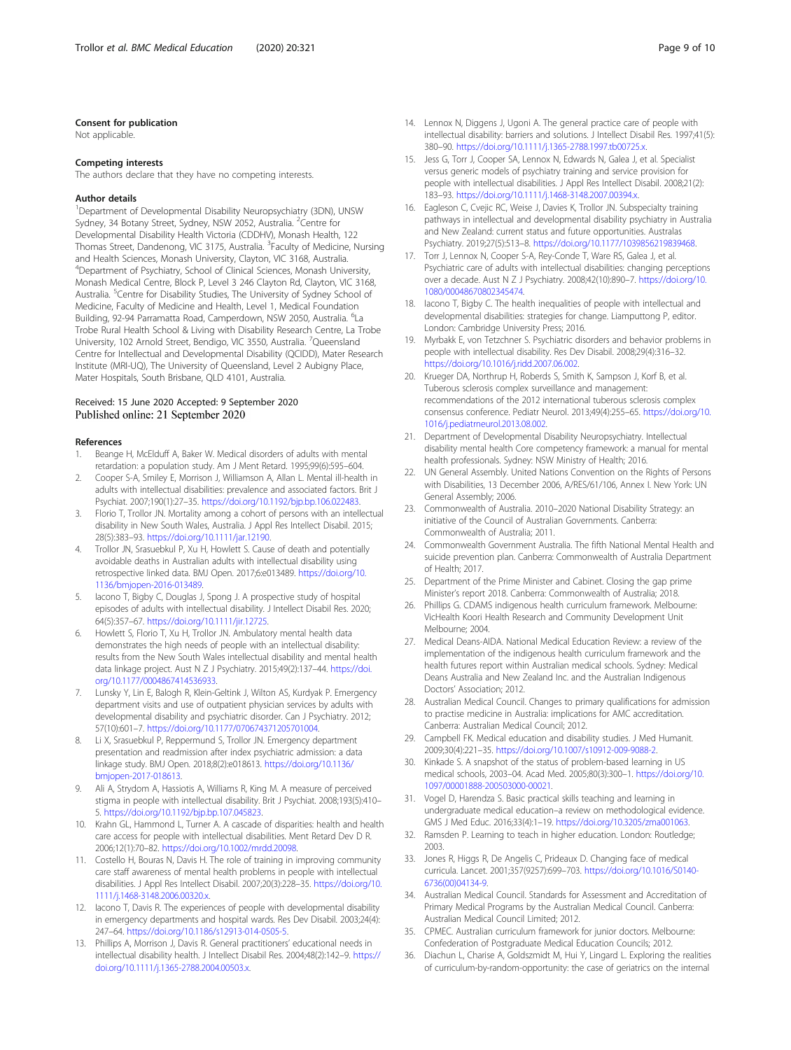### Consent for publication

Not applicable.

### Competing interests

The authors declare that they have no competing interests.

### Author details

[1]Department of Developmental Disability Neuropsychiatry (3DN), UNSW Sydney, 34 Botany Street, Sydney, NSW 2052, Australia. [2]Centre for Developmental Disability Health Victoria (CDDHV), Monash Health, 122 Thomas Street, Dandenong, VIC 3175, Australia. [3]Faculty of Medicine, Nursing and Health Sciences, Monash University, Clayton, VIC 3168, Australia. [4]Department of Psychiatry, School of Clinical Sciences, Monash University, Monash Medical Centre, Block P, Level 3 246 Clayton Rd, Clayton, VIC 3168, Australia. [5]Centre for Disability Studies, The University of Sydney School of Medicine, Faculty of Medicine and Health, Level 1, Medical Foundation Building, 92-94 Parramatta Road, Camperdown, NSW 2050, Australia. [6]La Trobe Rural Health School & Living with Disability Research Centre, La Trobe University, 102 Arnold Street, Bendigo, VIC 3550, Australia. [7]Queensland Centre for Intellectual and Developmental Disability (QCIDD), Mater Research Institute (MRI-UQ), The University of Queensland, Level 2 Aubigny Place, Mater Hospitals, South Brisbane, QLD 4101, Australia.

Received: 15 June 2020 Accepted: 9 September 2020
Published online: 21 September 2020

### References

1. Beange H, McElduff A, Baker W. Medical disorders of adults with mental retardation: a population study. Am J Ment Retard. 1995;99(6):595–604.
2. Cooper S-A, Smiley E, Morrison J, Williamson A, Allan L. Mental ill-health in adults with intellectual disabilities: prevalence and associated factors. Brit J Psychiat. 2007;190(1):27–35. https://doi.org/10.1192/bjp.bp.106.022483.
3. Florio T, Trollor JN. Mortality among a cohort of persons with an intellectual disability in New South Wales, Australia. J Appl Res Intellect Disabil. 2015;28(5):383–93. https://doi.org/10.1111/jar.12190.
4. Trollor JN, Srasuebkul P, Xu H, Howlett S. Cause of death and potentially avoidable deaths in Australian adults with intellectual disability using retrospective linked data. BMJ Open. 2017;6:e013489. https://doi.org/10.1136/bmjopen-2016-013489.
5. Iacono T, Bigby C, Douglas J, Spong J. A prospective study of hospital episodes of adults with intellectual disability. J Intellect Disabil Res. 2020;64(5):357–67. https://doi.org/10.1111/jir.12725.
6. Howlett S, Florio T, Xu H, Trollor JN. Ambulatory mental health data demonstrates the high needs of people with an intellectual disability: results from the New South Wales intellectual disability and mental health data linkage project. Aust N Z J Psychiatry. 2015;49(2):137–44. https://doi.org/10.1177/0004867414536933.
7. Lunsky Y, Lin E, Balogh R, Klein-Geltink J, Wilton AS, Kurdyak P. Emergency department visits and use of outpatient physician services by adults with developmental disability and psychiatric disorder. Can J Psychiatry. 2012;57(10):601–7. https://doi.org/10.1177/070674371205701004.
8. Li X, Srasuebkul P, Reppermund S, Trollor JN. Emergency department presentation and readmission after index psychiatric admission: a data linkage study. BMJ Open. 2018;8(2):e018613. https://doi.org/10.1136/bmjopen-2017-018613.
9. Ali A, Strydom A, Hassiotis A, Williams R, King M. A measure of perceived stigma in people with intellectual disability. Brit J Psychiat. 2008;193(5):410–5. https://doi.org/10.1192/bjp.bp.107.045823.
10. Krahn GL, Hammond L, Turner A. A cascade of disparities: health and health care access for people with intellectual disabilities. Ment Retard Dev D R. 2006;12(1):70–82. https://doi.org/10.1002/mrdd.20098.
11. Costello H, Bouras N, Davis H. The role of training in improving community care staff awareness of mental health problems in people with intellectual disabilities. J Appl Res Intellect Disabil. 2007;20(3):228–35. https://doi.org/10.1111/j.1468-3148.2006.00320.x.
12. Iacono T, Davis R. The experiences of people with developmental disability in emergency departments and hospital wards. Res Dev Disabil. 2003;24(4):247–64. https://doi.org/10.1186/s12913-014-0505-5.
13. Phillips A, Morrison J, Davis R. General practitioners' educational needs in intellectual disability health. J Intellect Disabil Res. 2004;48(2):142–9. https://doi.org/10.1111/j.1365-2788.2004.00503.x.
14. Lennox N, Diggens J, Ugoni A. The general practice care of people with intellectual disability: barriers and solutions. J Intellect Disabil Res. 1997;41(5):380–90. https://doi.org/10.1111/j.1365-2788.1997.tb00725.x.
15. Jess G, Torr J, Cooper SA, Lennox N, Edwards N, Galea J, et al. Specialist versus generic models of psychiatry training and service provision for people with intellectual disabilities. J Appl Res Intellect Disabil. 2008;21(2):183–93. https://doi.org/10.1111/j.1468-3148.2007.00394.x.
16. Eagleson C, Cvejic RC, Weise J, Davies K, Trollor JN. Subspecialty training pathways in intellectual and developmental disability psychiatry in Australia and New Zealand: current status and future opportunities. Australas Psychiatry. 2019;27(5):513–8. https://doi.org/10.1177/1039856219839468.
17. Torr J, Lennox N, Cooper S-A, Rey-Conde T, Ware RS, Galea J, et al. Psychiatric care of adults with intellectual disabilities: changing perceptions over a decade. Aust N Z J Psychiatry. 2008;42(10):890–7. https://doi.org/10.1080/00048670802345474.
18. Iacono T, Bigby C. The health inequalities of people with intellectual and developmental disabilities: strategies for change. Liamputtong P, editor. London: Cambridge University Press; 2016.
19. Myrbakk E, von Tetzchner S. Psychiatric disorders and behavior problems in people with intellectual disability. Res Dev Disabil. 2008;29(4):316–32. https://doi.org/10.1016/j.ridd.2007.06.002.
20. Krueger DA, Northrup H, Roberds S, Smith K, Sampson J, Korf B, et al. Tuberous sclerosis complex surveillance and management: recommendations of the 2012 international tuberous sclerosis complex consensus conference. Pediatr Neurol. 2013;49(4):255–65. https://doi.org/10.1016/j.pediatrneurol.2013.08.002.
21. Department of Developmental Disability Neuropsychiatry. Intellectual disability mental health Core competency framework: a manual for mental health professionals. Sydney: NSW Ministry of Health; 2016.
22. UN General Assembly. United Nations Convention on the Rights of Persons with Disabilities, 13 December 2006, A/RES/61/106, Annex I. New York: UN General Assembly; 2006.
23. Commonwealth of Australia. 2010–2020 National Disability Strategy: an initiative of the Council of Australian Governments. Canberra: Commonwealth of Australia; 2011.
24. Commonwealth Government Australia. The fifth National Mental Health and suicide prevention plan. Canberra: Commonwealth of Australia Department of Health; 2017.
25. Department of the Prime Minister and Cabinet. Closing the gap prime Minister's report 2018. Canberra: Commonwealth of Australia; 2018.
26. Phillips G. CDAMS indigenous health curriculum framework. Melbourne: VicHealth Koori Health Research and Community Development Unit Melbourne; 2004.
27. Medical Deans-AIDA. National Medical Education Review: a review of the implementation of the indigenous health curriculum framework and the health futures report within Australian medical schools. Sydney: Medical Deans Australia and New Zealand Inc. and the Australian Indigenous Doctors' Association; 2012.
28. Australian Medical Council. Changes to primary qualifications for admission to practise medicine in Australia: implications for AMC accreditation. Canberra: Australian Medical Council; 2012.
29. Campbell FK. Medical education and disability studies. J Med Humanit. 2009;30(4):221–35. https://doi.org/10.1007/s10912-009-9088-2.
30. Kinkade S. A snapshot of the status of problem-based learning in US medical schools, 2003–04. Acad Med. 2005;80(3):300–1. https://doi.org/10.1097/00001888-200503000-00021.
31. Vogel D, Harendza S. Basic practical skills teaching and learning in undergraduate medical education–a review on methodological evidence. GMS J Med Educ. 2016;33(4):1–19. https://doi.org/10.3205/zma001063.
32. Ramsden P. Learning to teach in higher education. London: Routledge; 2003.
33. Jones R, Higgs R, De Angelis C, Prideaux D. Changing face of medical curricula. Lancet. 2001;357(9257):699–703. https://doi.org/10.1016/S0140-6736(00)04134-9.
34. Australian Medical Council. Standards for Assessment and Accreditation of Primary Medical Programs by the Australian Medical Council. Canberra: Australian Medical Council Limited; 2012.
35. CPMEC. Australian curriculum framework for junior doctors. Melbourne: Confederation of Postgraduate Medical Education Councils; 2012.
36. Diachun L, Charise A, Goldszmidt M, Hui Y, Lingard L. Exploring the realities of curriculum-by-random-opportunity: the case of geriatrics on the internal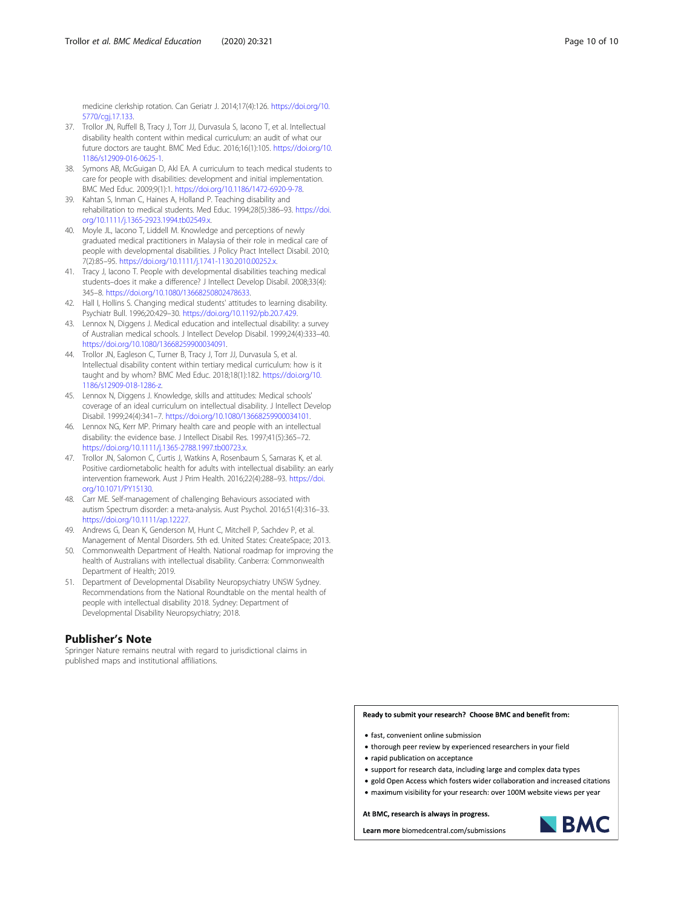medicine clerkship rotation. Can Geriatr J. 2014;17(4):126. https://doi.org/10.5770/cgj.17.133.

37. Trollor JN, Ruffell B, Tracy J, Torr JJ, Durvasula S, Iacono T, et al. Intellectual disability health content within medical curriculum: an audit of what our future doctors are taught. BMC Med Educ. 2016;16(1):105. https://doi.org/10.1186/s12909-016-0625-1.
38. Symons AB, McGuigan D, Akl EA. A curriculum to teach medical students to care for people with disabilities: development and initial implementation. BMC Med Educ. 2009;9(1):1. https://doi.org/10.1186/1472-6920-9-78.
39. Kahtan S, Inman C, Haines A, Holland P. Teaching disability and rehabilitation to medical students. Med Educ. 1994;28(5):386–93. https://doi.org/10.1111/j.1365-2923.1994.tb02549.x.
40. Moyle JL, Iacono T, Liddell M. Knowledge and perceptions of newly graduated medical practitioners in Malaysia of their role in medical care of people with developmental disabilities. J Policy Pract Intellect Disabil. 2010;7(2):85–95. https://doi.org/10.1111/j.1741-1130.2010.00252.x.
41. Tracy J, Iacono T. People with developmental disabilities teaching medical students–does it make a difference? J Intellect Develop Disabil. 2008;33(4):345–8. https://doi.org/10.1080/13668250802478633.
42. Hall I, Hollins S. Changing medical students' attitudes to learning disability. Psychiatr Bull. 1996;20:429–30. https://doi.org/10.1192/pb.20.7.429.
43. Lennox N, Diggens J. Medical education and intellectual disability: a survey of Australian medical schools. J Intellect Develop Disabil. 1999;24(4):333–40. https://doi.org/10.1080/13668259900034091.
44. Trollor JN, Eagleson C, Turner B, Tracy J, Torr JJ, Durvasula S, et al. Intellectual disability content within tertiary medical curriculum: how is it taught and by whom? BMC Med Educ. 2018;18(1):182. https://doi.org/10.1186/s12909-018-1286-z.
45. Lennox N, Diggens J. Knowledge, skills and attitudes: Medical schools' coverage of an ideal curriculum on intellectual disability. J Intellect Develop Disabil. 1999;24(4):341–7. https://doi.org/10.1080/13668259900034101.
46. Lennox NG, Kerr MP. Primary health care and people with an intellectual disability: the evidence base. J Intellect Disabil Res. 1997;41(5):365–72. https://doi.org/10.1111/j.1365-2788.1997.tb00723.x.
47. Trollor JN, Salomon C, Curtis J, Watkins A, Rosenbaum S, Samaras K, et al. Positive cardiometabolic health for adults with intellectual disability: an early intervention framework. Aust J Prim Health. 2016;22(4):288–93. https://doi.org/10.1071/PY15130.
48. Carr ME. Self-management of challenging Behaviours associated with autism Spectrum disorder: a meta-analysis. Aust Psychol. 2016;51(4):316–33. https://doi.org/10.1111/ap.12227.
49. Andrews G, Dean K, Genderson M, Hunt C, Mitchell P, Sachdev P, et al. Management of Mental Disorders. 5th ed. United States: CreateSpace; 2013.
50. Commonwealth Department of Health. National roadmap for improving the health of Australians with intellectual disability. Canberra: Commonwealth Department of Health; 2019.
51. Department of Developmental Disability Neuropsychiatry UNSW Sydney. Recommendations from the National Roundtable on the mental health of people with intellectual disability 2018. Sydney: Department of Developmental Disability Neuropsychiatry; 2018.

## Publisher's Note

Springer Nature remains neutral with regard to jurisdictional claims in published maps and institutional affiliations.

**Ready to submit your research? Choose BMC and benefit from:**

- fast, convenient online submission
- thorough peer review by experienced researchers in your field
- rapid publication on acceptance
- support for research data, including large and complex data types
- gold Open Access which fosters wider collaboration and increased citations
- maximum visibility for your research: over 100M website views per year

**At BMC, research is always in progress.**

**Learn more** biomedcentral.com/submissions

BMC